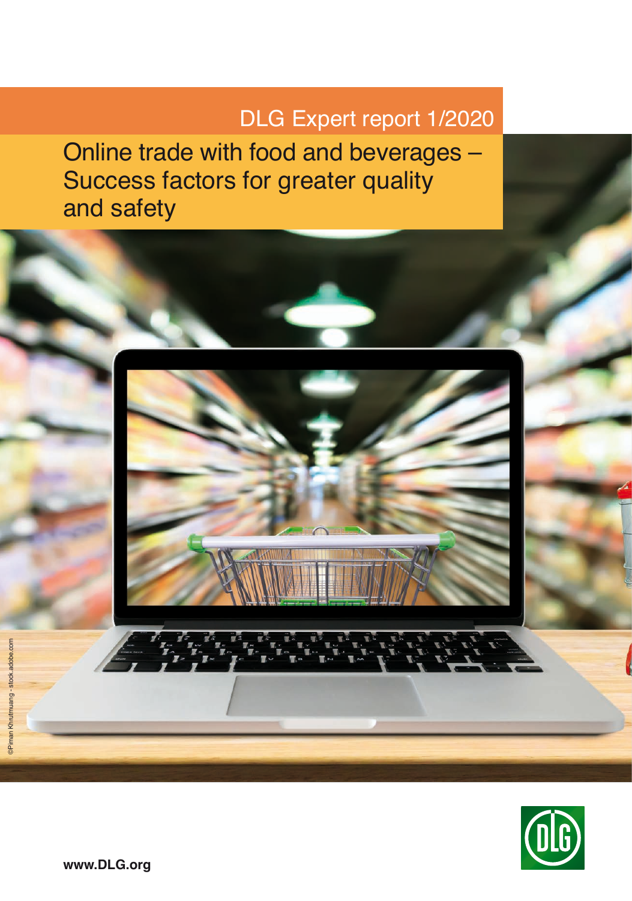DLG Expert report 1/2020

# Online trade with food and beverages – Success factors for greater quality and safety

©Pinan Khrutmuang - stock.adobe.com

www.DLG.org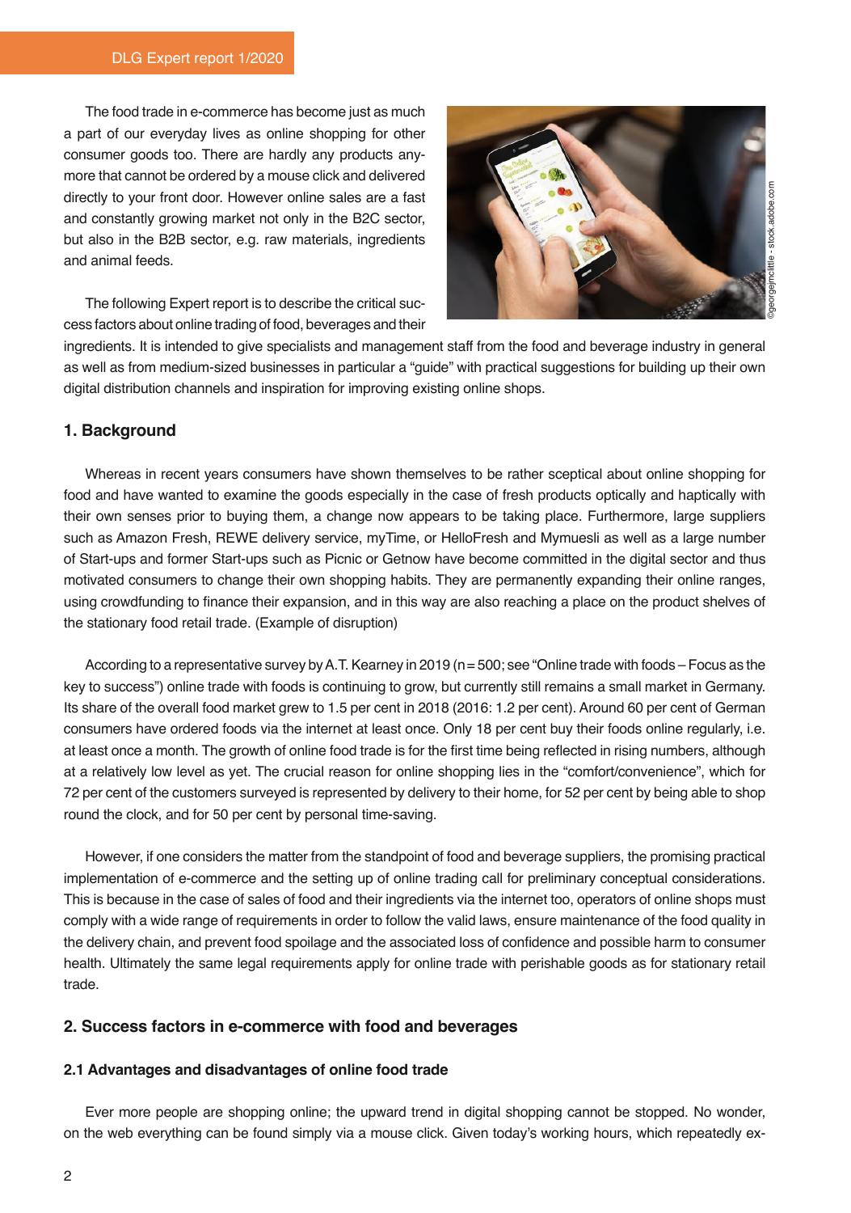The food trade in e-commerce has become just as much a part of our everyday lives as online shopping for other consumer goods too. There are hardly any products anymore that cannot be ordered by a mouse click and delivered directly to your front door. However online sales are a fast and constantly growing market not only in the B2C sector, but also in the B2B sector, e.g. raw materials, ingredients and animal feeds.

The following Expert report is to describe the critical success factors about online trading of food, beverages and their ingredients. It is intended to give specialists and management staff from the food and beverage industry in general as well as from medium-sized businesses in particular a "guide" with practical suggestions for building up their own digital distribution channels and inspiration for improving existing online shops.

## 1. Background

Whereas in recent years consumers have shown themselves to be rather sceptical about online shopping for food and have wanted to examine the goods especially in the case of fresh products optically and haptically with their own senses prior to buying them, a change now appears to be taking place. Furthermore, large suppliers such as Amazon Fresh, REWE delivery service, myTime, or HelloFresh and Mymuesli as well as a large number of Start-ups and former Start-ups such as Picnic or Getnow have become committed in the digital sector and thus motivated consumers to change their own shopping habits. They are permanently expanding their online ranges, using crowdfunding to finance their expansion, and in this way are also reaching a place on the product shelves of the stationary food retail trade. (Example of disruption)

According to a representative survey by A.T. Kearney in 2019 (n = 500; see "Online trade with foods – Focus as the key to success") online trade with foods is continuing to grow, but currently still remains a small market in Germany. Its share of the overall food market grew to 1.5 per cent in 2018 (2016: 1.2 per cent). Around 60 per cent of German consumers have ordered foods via the internet at least once. Only 18 per cent buy their foods online regularly, i.e. at least once a month. The growth of online food trade is for the first time being reflected in rising numbers, although at a relatively low level as yet. The crucial reason for online shopping lies in the "comfort/convenience", which for 72 per cent of the customers surveyed is represented by delivery to their home, for 52 per cent by being able to shop round the clock, and for 50 per cent by personal time-saving.

However, if one considers the matter from the standpoint of food and beverage suppliers, the promising practical implementation of e-commerce and the setting up of online trading call for preliminary conceptual considerations. This is because in the case of sales of food and their ingredients via the internet too, operators of online shops must comply with a wide range of requirements in order to follow the valid laws, ensure maintenance of the food quality in the delivery chain, and prevent food spoilage and the associated loss of confidence and possible harm to consumer health. Ultimately the same legal requirements apply for online trade with perishable goods as for stationary retail trade.

## 2. Success factors in e-commerce with food and beverages

### 2.1 Advantages and disadvantages of online food trade

Ever more people are shopping online; the upward trend in digital shopping cannot be stopped. No wonder, on the web everything can be found simply via a mouse click. Given today's working hours, which repeatedly ex-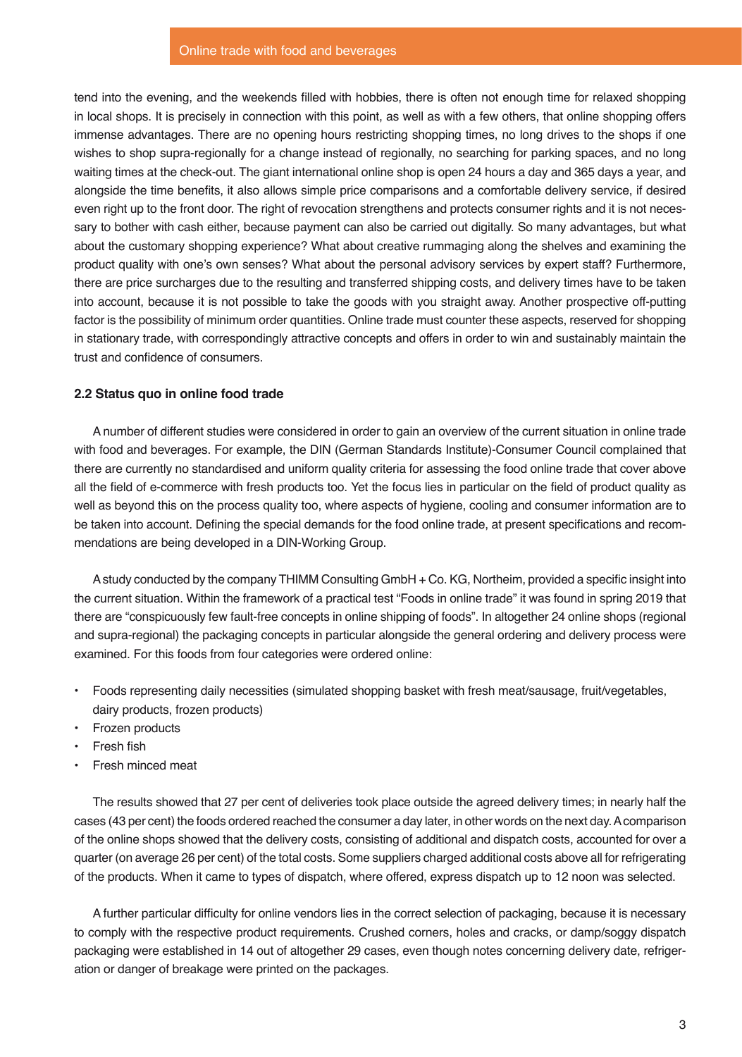tend into the evening, and the weekends filled with hobbies, there is often not enough time for relaxed shopping in local shops. It is precisely in connection with this point, as well as with a few others, that online shopping offers immense advantages. There are no opening hours restricting shopping times, no long drives to the shops if one wishes to shop supra-regionally for a change instead of regionally, no searching for parking spaces, and no long waiting times at the check-out. The giant international online shop is open 24 hours a day and 365 days a year, and alongside the time benefits, it also allows simple price comparisons and a comfortable delivery service, if desired even right up to the front door. The right of revocation strengthens and protects consumer rights and it is not necessary to bother with cash either, because payment can also be carried out digitally. So many advantages, but what about the customary shopping experience? What about creative rummaging along the shelves and examining the product quality with one's own senses? What about the personal advisory services by expert staff? Furthermore, there are price surcharges due to the resulting and transferred shipping costs, and delivery times have to be taken into account, because it is not possible to take the goods with you straight away. Another prospective off-putting factor is the possibility of minimum order quantities. Online trade must counter these aspects, reserved for shopping in stationary trade, with correspondingly attractive concepts and offers in order to win and sustainably maintain the trust and confidence of consumers.

**2.2 Status quo in online food trade**

A number of different studies were considered in order to gain an overview of the current situation in online trade with food and beverages. For example, the DIN (German Standards Institute)-Consumer Council complained that there are currently no standardised and uniform quality criteria for assessing the food online trade that cover above all the field of e-commerce with fresh products too. Yet the focus lies in particular on the field of product quality as well as beyond this on the process quality too, where aspects of hygiene, cooling and consumer information are to be taken into account. Defining the special demands for the food online trade, at present specifications and recommendations are being developed in a DIN-Working Group.

A study conducted by the company THIMM Consulting GmbH + Co. KG, Northeim, provided a specific insight into the current situation. Within the framework of a practical test "Foods in online trade" it was found in spring 2019 that there are "conspicuously few fault-free concepts in online shipping of foods". In altogether 24 online shops (regional and supra-regional) the packaging concepts in particular alongside the general ordering and delivery process were examined. For this foods from four categories were ordered online:

- Foods representing daily necessities (simulated shopping basket with fresh meat/sausage, fruit/vegetables, dairy products, frozen products)
- Frozen products
- Fresh fish
- Fresh minced meat

The results showed that 27 per cent of deliveries took place outside the agreed delivery times; in nearly half the cases (43 per cent) the foods ordered reached the consumer a day later, in other words on the next day. A comparison of the online shops showed that the delivery costs, consisting of additional and dispatch costs, accounted for over a quarter (on average 26 per cent) of the total costs. Some suppliers charged additional costs above all for refrigerating of the products. When it came to types of dispatch, where offered, express dispatch up to 12 noon was selected.

A further particular difficulty for online vendors lies in the correct selection of packaging, because it is necessary to comply with the respective product requirements. Crushed corners, holes and cracks, or damp/soggy dispatch packaging were established in 14 out of altogether 29 cases, even though notes concerning delivery date, refrigeration or danger of breakage were printed on the packages.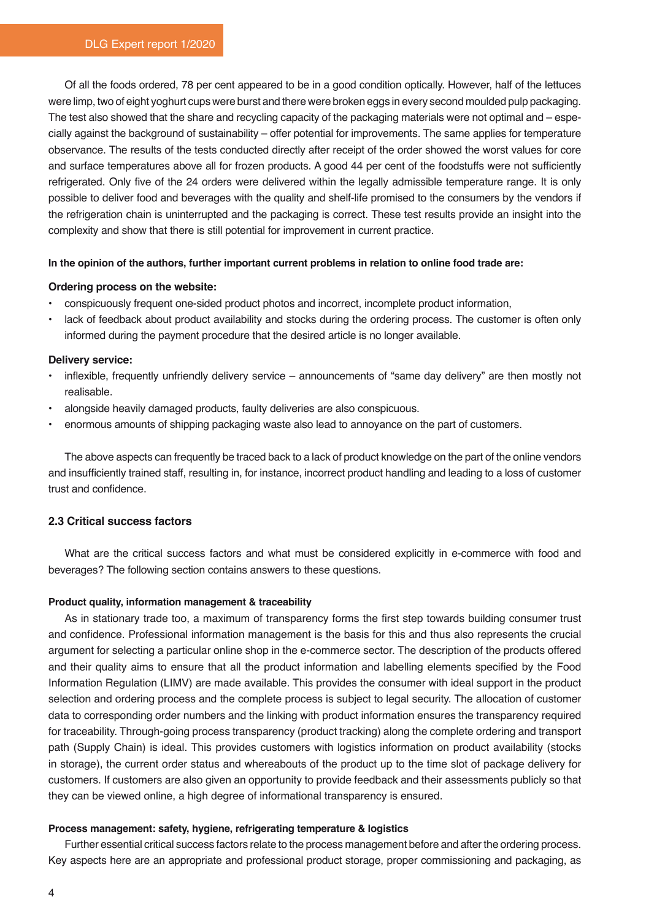Of all the foods ordered, 78 per cent appeared to be in a good condition optically. However, half of the lettuces were limp, two of eight yoghurt cups were burst and there were broken eggs in every second moulded pulp packaging. The test also showed that the share and recycling capacity of the packaging materials were not optimal and – especially against the background of sustainability – offer potential for improvements. The same applies for temperature observance. The results of the tests conducted directly after receipt of the order showed the worst values for core and surface temperatures above all for frozen products. A good 44 per cent of the foodstuffs were not sufficiently refrigerated. Only five of the 24 orders were delivered within the legally admissible temperature range. It is only possible to deliver food and beverages with the quality and shelf-life promised to the consumers by the vendors if the refrigeration chain is uninterrupted and the packaging is correct. These test results provide an insight into the complexity and show that there is still potential for improvement in current practice.

**In the opinion of the authors, further important current problems in relation to online food trade are:**

**Ordering process on the website:**

- conspicuously frequent one-sided product photos and incorrect, incomplete product information,
- lack of feedback about product availability and stocks during the ordering process. The customer is often only informed during the payment procedure that the desired article is no longer available.

**Delivery service:**

- inflexible, frequently unfriendly delivery service – announcements of "same day delivery" are then mostly not realisable.
- alongside heavily damaged products, faulty deliveries are also conspicuous.
- enormous amounts of shipping packaging waste also lead to annoyance on the part of customers.

The above aspects can frequently be traced back to a lack of product knowledge on the part of the online vendors and insufficiently trained staff, resulting in, for instance, incorrect product handling and leading to a loss of customer trust and confidence.

### 2.3 Critical success factors

What are the critical success factors and what must be considered explicitly in e-commerce with food and beverages? The following section contains answers to these questions.

**Product quality, information management & traceability**

As in stationary trade too, a maximum of transparency forms the first step towards building consumer trust and confidence. Professional information management is the basis for this and thus also represents the crucial argument for selecting a particular online shop in the e-commerce sector. The description of the products offered and their quality aims to ensure that all the product information and labelling elements specified by the Food Information Regulation (LIMV) are made available. This provides the consumer with ideal support in the product selection and ordering process and the complete process is subject to legal security. The allocation of customer data to corresponding order numbers and the linking with product information ensures the transparency required for traceability. Through-going process transparency (product tracking) along the complete ordering and transport path (Supply Chain) is ideal. This provides customers with logistics information on product availability (stocks in storage), the current order status and whereabouts of the product up to the time slot of package delivery for customers. If customers are also given an opportunity to provide feedback and their assessments publicly so that they can be viewed online, a high degree of informational transparency is ensured.

**Process management: safety, hygiene, refrigerating temperature & logistics**

Further essential critical success factors relate to the process management before and after the ordering process. Key aspects here are an appropriate and professional product storage, proper commissioning and packaging, as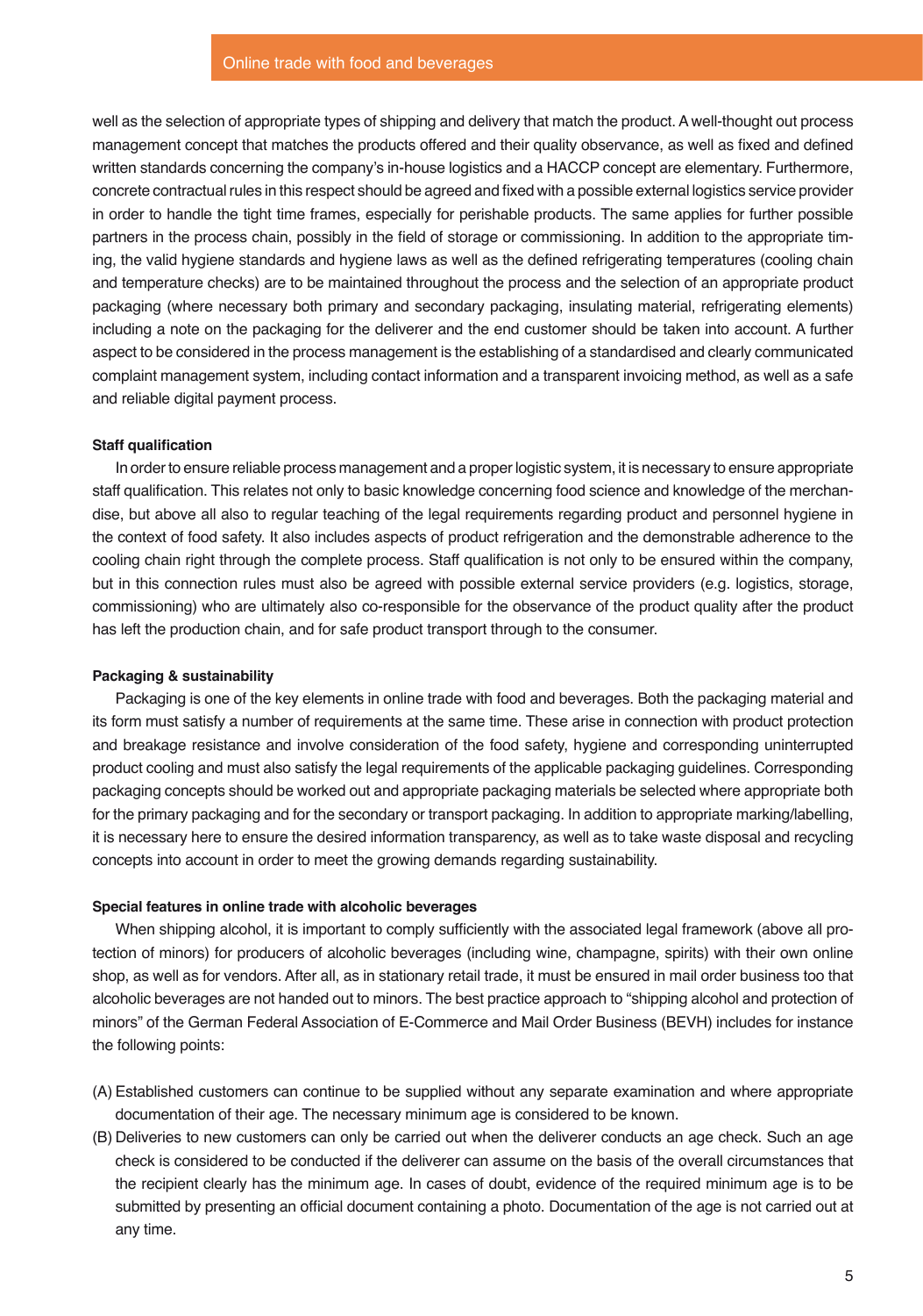well as the selection of appropriate types of shipping and delivery that match the product. A well-thought out process management concept that matches the products offered and their quality observance, as well as fixed and defined written standards concerning the company's in-house logistics and a HACCP concept are elementary. Furthermore, concrete contractual rules in this respect should be agreed and fixed with a possible external logistics service provider in order to handle the tight time frames, especially for perishable products. The same applies for further possible partners in the process chain, possibly in the field of storage or commissioning. In addition to the appropriate timing, the valid hygiene standards and hygiene laws as well as the defined refrigerating temperatures (cooling chain and temperature checks) are to be maintained throughout the process and the selection of an appropriate product packaging (where necessary both primary and secondary packaging, insulating material, refrigerating elements) including a note on the packaging for the deliverer and the end customer should be taken into account. A further aspect to be considered in the process management is the establishing of a standardised and clearly communicated complaint management system, including contact information and a transparent invoicing method, as well as a safe and reliable digital payment process.

#### Staff qualification

In order to ensure reliable process management and a proper logistic system, it is necessary to ensure appropriate staff qualification. This relates not only to basic knowledge concerning food science and knowledge of the merchandise, but above all also to regular teaching of the legal requirements regarding product and personnel hygiene in the context of food safety. It also includes aspects of product refrigeration and the demonstrable adherence to the cooling chain right through the complete process. Staff qualification is not only to be ensured within the company, but in this connection rules must also be agreed with possible external service providers (e.g. logistics, storage, commissioning) who are ultimately also co-responsible for the observance of the product quality after the product has left the production chain, and for safe product transport through to the consumer.

#### Packaging & sustainability

Packaging is one of the key elements in online trade with food and beverages. Both the packaging material and its form must satisfy a number of requirements at the same time. These arise in connection with product protection and breakage resistance and involve consideration of the food safety, hygiene and corresponding uninterrupted product cooling and must also satisfy the legal requirements of the applicable packaging guidelines. Corresponding packaging concepts should be worked out and appropriate packaging materials be selected where appropriate both for the primary packaging and for the secondary or transport packaging. In addition to appropriate marking/labelling, it is necessary here to ensure the desired information transparency, as well as to take waste disposal and recycling concepts into account in order to meet the growing demands regarding sustainability.

#### Special features in online trade with alcoholic beverages

When shipping alcohol, it is important to comply sufficiently with the associated legal framework (above all protection of minors) for producers of alcoholic beverages (including wine, champagne, spirits) with their own online shop, as well as for vendors. After all, as in stationary retail trade, it must be ensured in mail order business too that alcoholic beverages are not handed out to minors. The best practice approach to "shipping alcohol and protection of minors" of the German Federal Association of E-Commerce and Mail Order Business (BEVH) includes for instance the following points:

(A) Established customers can continue to be supplied without any separate examination and where appropriate documentation of their age. The necessary minimum age is considered to be known.

(B) Deliveries to new customers can only be carried out when the deliverer conducts an age check. Such an age check is considered to be conducted if the deliverer can assume on the basis of the overall circumstances that the recipient clearly has the minimum age. In cases of doubt, evidence of the required minimum age is to be submitted by presenting an official document containing a photo. Documentation of the age is not carried out at any time.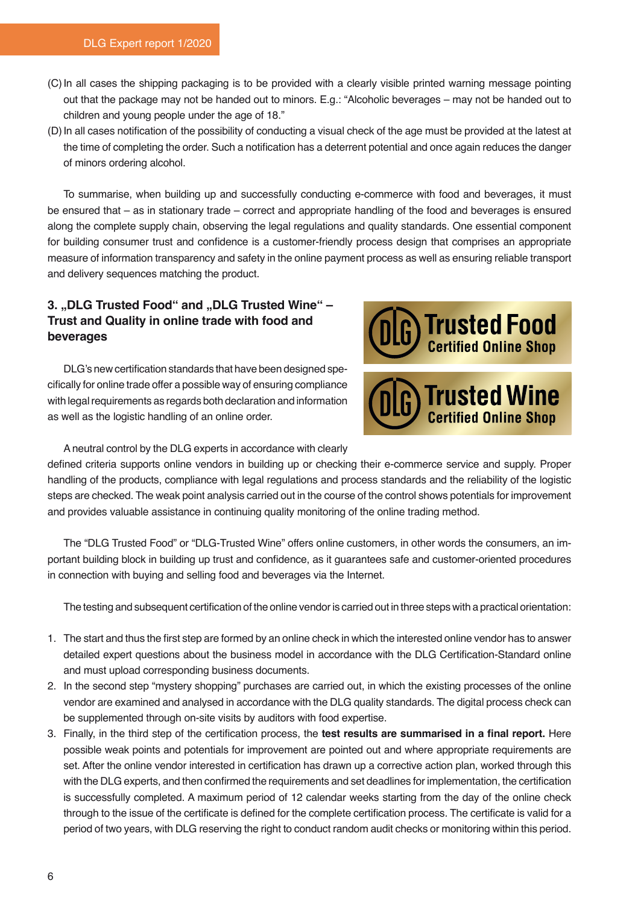(C) In all cases the shipping packaging is to be provided with a clearly visible printed warning message pointing out that the package may not be handed out to minors. E.g.: "Alcoholic beverages – may not be handed out to children and young people under the age of 18."

(D) In all cases notification of the possibility of conducting a visual check of the age must be provided at the latest at the time of completing the order. Such a notification has a deterrent potential and once again reduces the danger of minors ordering alcohol.

To summarise, when building up and successfully conducting e-commerce with food and beverages, it must be ensured that – as in stationary trade – correct and appropriate handling of the food and beverages is ensured along the complete supply chain, observing the legal regulations and quality standards. One essential component for building consumer trust and confidence is a customer-friendly process design that comprises an appropriate measure of information transparency and safety in the online payment process as well as ensuring reliable transport and delivery sequences matching the product.

## 3. „DLG Trusted Food" and „DLG Trusted Wine" – Trust and Quality in online trade with food and beverages

DLG's new certification standards that have been designed specifically for online trade offer a possible way of ensuring compliance with legal requirements as regards both declaration and information as well as the logistic handling of an online order.

A neutral control by the DLG experts in accordance with clearly defined criteria supports online vendors in building up or checking their e-commerce service and supply. Proper handling of the products, compliance with legal regulations and process standards and the reliability of the logistic steps are checked. The weak point analysis carried out in the course of the control shows potentials for improvement and provides valuable assistance in continuing quality monitoring of the online trading method.

The "DLG Trusted Food" or "DLG-Trusted Wine" offers online customers, in other words the consumers, an important building block in building up trust and confidence, as it guarantees safe and customer-oriented procedures in connection with buying and selling food and beverages via the Internet.

The testing and subsequent certification of the online vendor is carried out in three steps with a practical orientation:

1. The start and thus the first step are formed by an online check in which the interested online vendor has to answer detailed expert questions about the business model in accordance with the DLG Certification-Standard online and must upload corresponding business documents.
2. In the second step "mystery shopping" purchases are carried out, in which the existing processes of the online vendor are examined and analysed in accordance with the DLG quality standards. The digital process check can be supplemented through on-site visits by auditors with food expertise.
3. Finally, in the third step of the certification process, the **test results are summarised in a final report.** Here possible weak points and potentials for improvement are pointed out and where appropriate requirements are set. After the online vendor interested in certification has drawn up a corrective action plan, worked through this with the DLG experts, and then confirmed the requirements and set deadlines for implementation, the certification is successfully completed. A maximum period of 12 calendar weeks starting from the day of the online check through to the issue of the certificate is defined for the complete certification process. The certificate is valid for a period of two years, with DLG reserving the right to conduct random audit checks or monitoring within this period.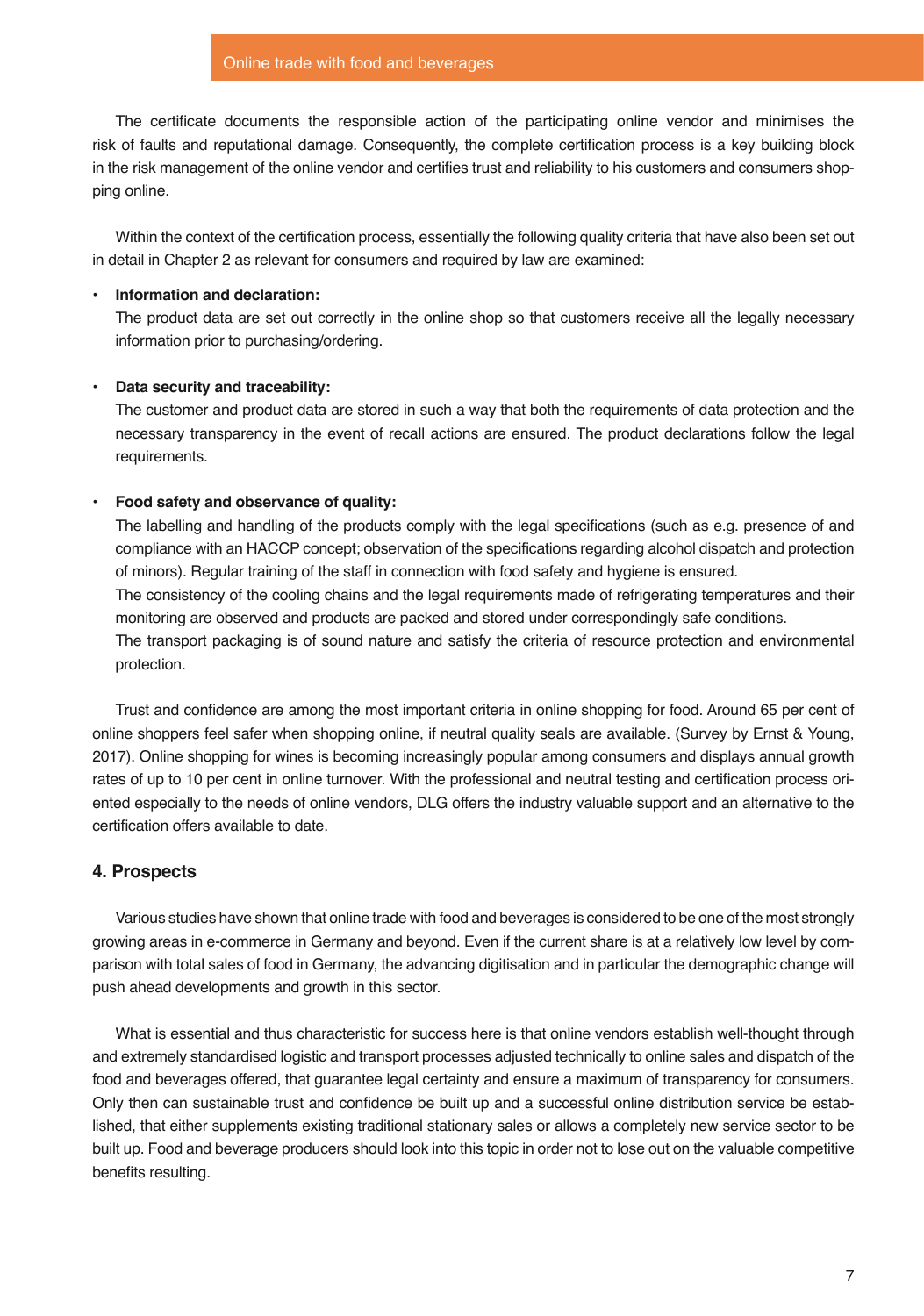The certificate documents the responsible action of the participating online vendor and minimises the risk of faults and reputational damage. Consequently, the complete certification process is a key building block in the risk management of the online vendor and certifies trust and reliability to his customers and consumers shopping online.

Within the context of the certification process, essentially the following quality criteria that have also been set out in detail in Chapter 2 as relevant for consumers and required by law are examined:

- **Information and declaration:**
  The product data are set out correctly in the online shop so that customers receive all the legally necessary information prior to purchasing/ordering.

- **Data security and traceability:**
  The customer and product data are stored in such a way that both the requirements of data protection and the necessary transparency in the event of recall actions are ensured. The product declarations follow the legal requirements.

- **Food safety and observance of quality:**
  The labelling and handling of the products comply with the legal specifications (such as e.g. presence of and compliance with an HACCP concept; observation of the specifications regarding alcohol dispatch and protection of minors). Regular training of the staff in connection with food safety and hygiene is ensured.
  The consistency of the cooling chains and the legal requirements made of refrigerating temperatures and their monitoring are observed and products are packed and stored under correspondingly safe conditions.
  The transport packaging is of sound nature and satisfy the criteria of resource protection and environmental protection.

Trust and confidence are among the most important criteria in online shopping for food. Around 65 per cent of online shoppers feel safer when shopping online, if neutral quality seals are available. (Survey by Ernst & Young, 2017). Online shopping for wines is becoming increasingly popular among consumers and displays annual growth rates of up to 10 per cent in online turnover. With the professional and neutral testing and certification process oriented especially to the needs of online vendors, DLG offers the industry valuable support and an alternative to the certification offers available to date.

## 4. Prospects

Various studies have shown that online trade with food and beverages is considered to be one of the most strongly growing areas in e-commerce in Germany and beyond. Even if the current share is at a relatively low level by comparison with total sales of food in Germany, the advancing digitisation and in particular the demographic change will push ahead developments and growth in this sector.

What is essential and thus characteristic for success here is that online vendors establish well-thought through and extremely standardised logistic and transport processes adjusted technically to online sales and dispatch of the food and beverages offered, that guarantee legal certainty and ensure a maximum of transparency for consumers. Only then can sustainable trust and confidence be built up and a successful online distribution service be established, that either supplements existing traditional stationary sales or allows a completely new service sector to be built up. Food and beverage producers should look into this topic in order not to lose out on the valuable competitive benefits resulting.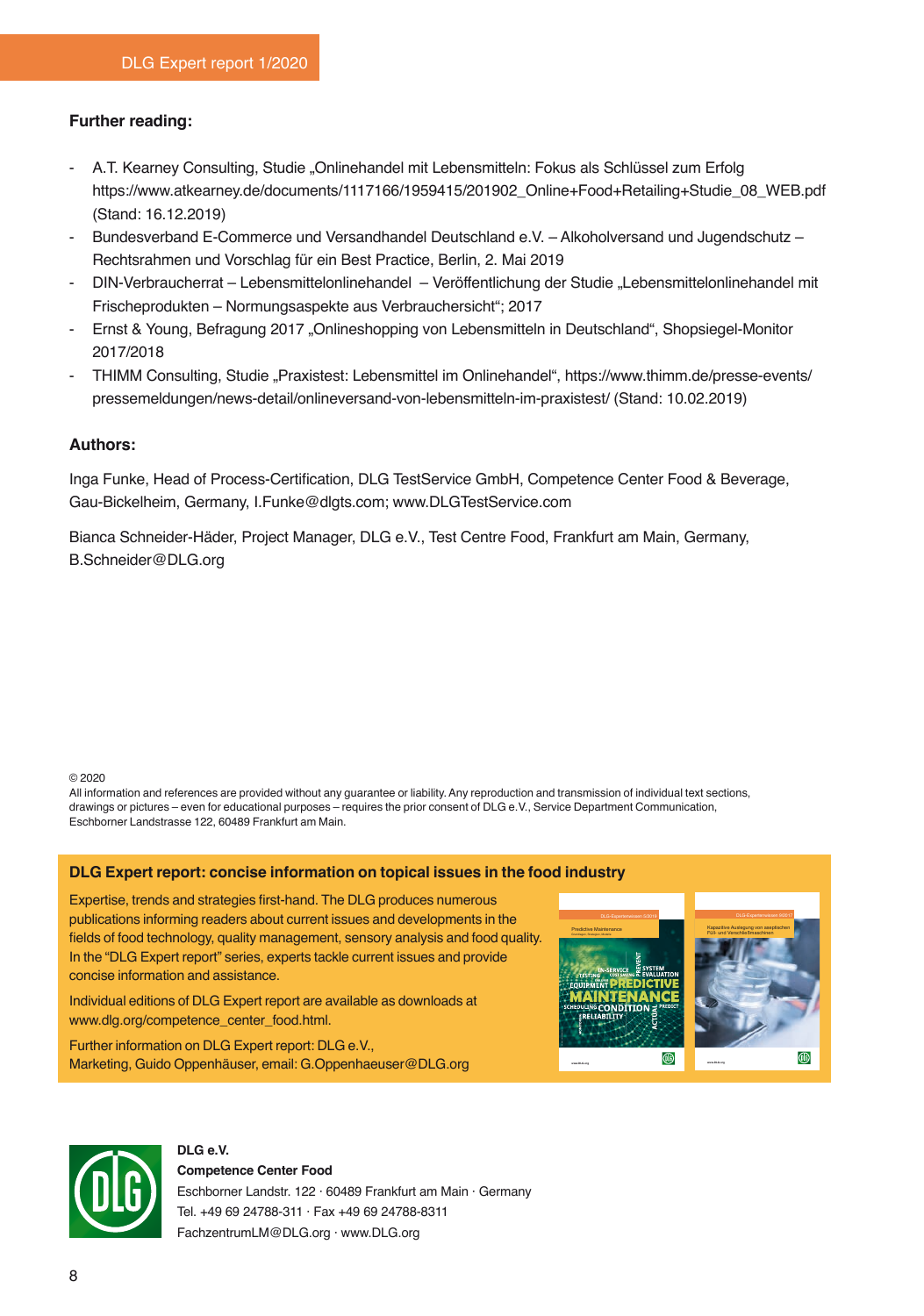## Further reading:

- A.T. Kearney Consulting, Studie „Onlinehandel mit Lebensmitteln: Fokus als Schlüssel zum Erfolg https://www.atkearney.de/documents/1117166/1959415/201902_Online+Food+Retailing+Studie_08_WEB.pdf (Stand: 16.12.2019)
- Bundesverband E-Commerce und Versandhandel Deutschland e.V. – Alkoholversand und Jugendschutz – Rechtsrahmen und Vorschlag für ein Best Practice, Berlin, 2. Mai 2019
- DIN-Verbraucherrat – Lebensmittelonlinehandel – Veröffentlichung der Studie „Lebensmittelonlinehandel mit Frischeprodukten – Normungsaspekte aus Verbrauchersicht"; 2017
- Ernst & Young, Befragung 2017 „Onlineshopping von Lebensmitteln in Deutschland", Shopsiegel-Monitor 2017/2018
- THIMM Consulting, Studie „Praxistest: Lebensmittel im Onlinehandel", https://www.thimm.de/presse-events/pressemeldungen/news-detail/onlineversand-von-lebensmitteln-im-praxistest/ (Stand: 10.02.2019)

## Authors:

Inga Funke, Head of Process-Certification, DLG TestService GmbH, Competence Center Food & Beverage, Gau-Bickelheim, Germany, I.Funke@dlgts.com; www.DLGTestService.com

Bianca Schneider-Häder, Project Manager, DLG e.V., Test Centre Food, Frankfurt am Main, Germany, B.Schneider@DLG.org

© 2020

All information and references are provided without any guarantee or liability. Any reproduction and transmission of individual text sections, drawings or pictures – even for educational purposes – requires the prior consent of DLG e.V., Service Department Communication, Eschborner Landstrasse 122, 60489 Frankfurt am Main.

### DLG Expert report: concise information on topical issues in the food industry

Expertise, trends and strategies first-hand. The DLG produces numerous publications informing readers about current issues and developments in the fields of food technology, quality management, sensory analysis and food quality. In the "DLG Expert report" series, experts tackle current issues and provide concise information and assistance.

Individual editions of DLG Expert report are available as downloads at www.dlg.org/competence_center_food.html.

Further information on DLG Expert report: DLG e.V., Marketing, Guido Oppenhäuser, email: G.Oppenhaeuser@DLG.org

**DLG e.V.**
**Competence Center Food**
Eschborner Landstr. 122 · 60489 Frankfurt am Main · Germany
Tel. +49 69 24788-311 · Fax +49 69 24788-8311
FachzentrumLM@DLG.org · www.DLG.org